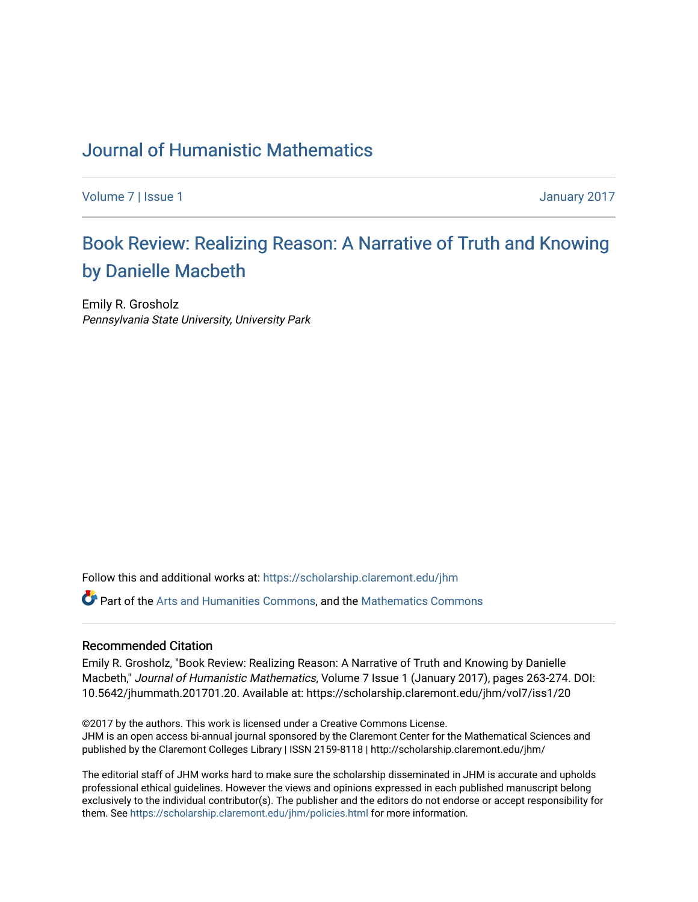# Journal of Humanistic Mathematics

Volume 7 | Issue 1 January 2017

## Book Review: Realizing Reason: A Narrative of Truth and Knowing by Danielle Macbeth

Emily R. Grosholz
*Pennsylvania State University, University Park*

Follow this and additional works at: https://scholarship.claremont.edu/jhm

Part of the Arts and Humanities Commons, and the Mathematics Commons

### Recommended Citation

Emily R. Grosholz, "Book Review: Realizing Reason: A Narrative of Truth and Knowing by Danielle Macbeth," *Journal of Humanistic Mathematics*, Volume 7 Issue 1 (January 2017), pages 263-274. DOI: 10.5642/jhummath.201701.20. Available at: https://scholarship.claremont.edu/jhm/vol7/iss1/20

©2017 by the authors. This work is licensed under a Creative Commons License.
JHM is an open access bi-annual journal sponsored by the Claremont Center for the Mathematical Sciences and published by the Claremont Colleges Library | ISSN 2159-8118 | http://scholarship.claremont.edu/jhm/

The editorial staff of JHM works hard to make sure the scholarship disseminated in JHM is accurate and upholds professional ethical guidelines. However the views and opinions expressed in each published manuscript belong exclusively to the individual contributor(s). The publisher and the editors do not endorse or accept responsibility for them. See https://scholarship.claremont.edu/jhm/policies.html for more information.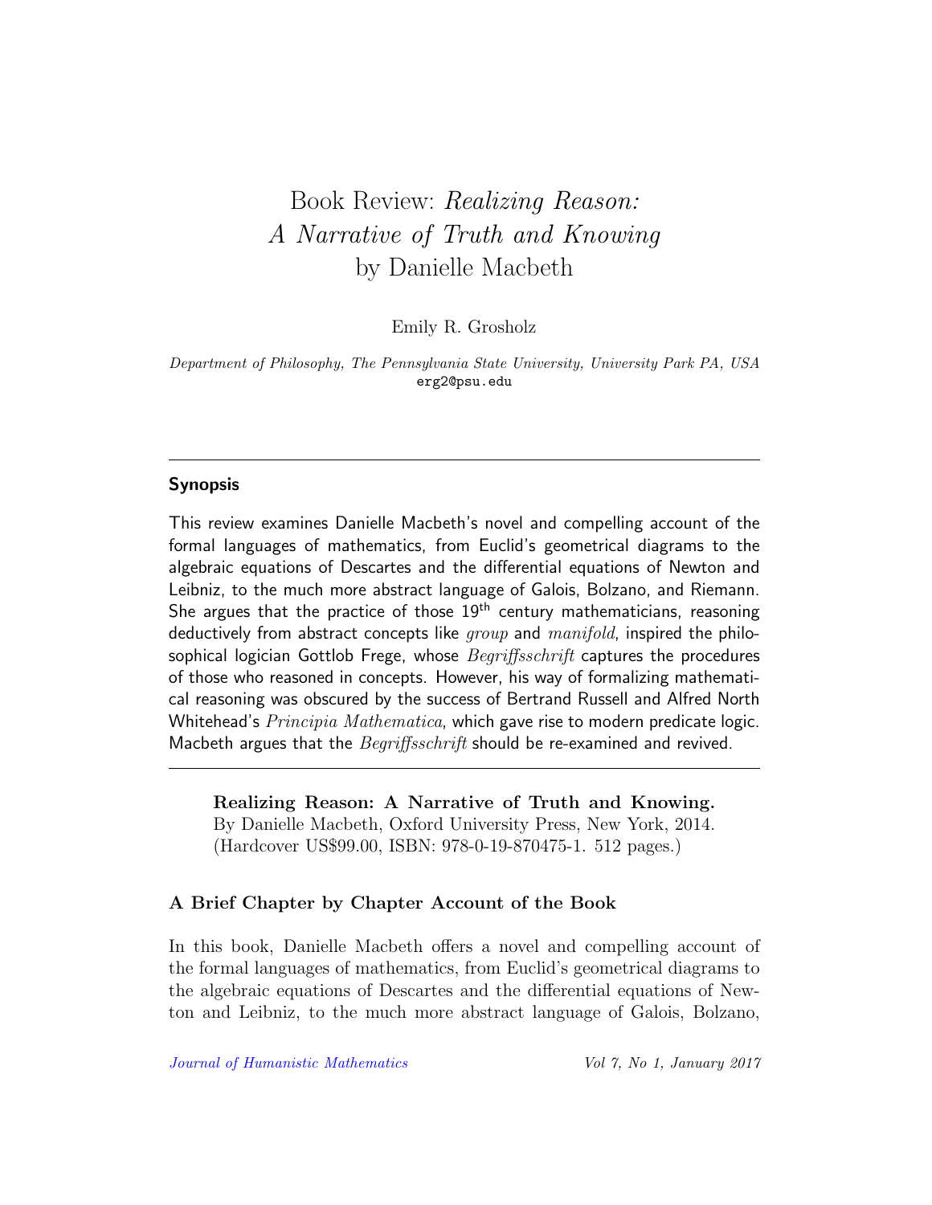# Book Review: *Realizing Reason: A Narrative of Truth and Knowing* by Danielle Macbeth

Emily R. Grosholz

*Department of Philosophy, The Pennsylvania State University, University Park PA, USA*
erg2@psu.edu

---

## Synopsis

This review examines Danielle Macbeth's novel and compelling account of the formal languages of mathematics, from Euclid's geometrical diagrams to the algebraic equations of Descartes and the differential equations of Newton and Leibniz, to the much more abstract language of Galois, Bolzano, and Riemann. She argues that the practice of those 19th century mathematicians, reasoning deductively from abstract concepts like *group* and *manifold*, inspired the philosophical logician Gottlob Frege, whose *Begriffsschrift* captures the procedures of those who reasoned in concepts. However, his way of formalizing mathematical reasoning was obscured by the success of Bertrand Russell and Alfred North Whitehead's *Principia Mathematica*, which gave rise to modern predicate logic. Macbeth argues that the *Begriffsschrift* should be re-examined and revived.

---

**Realizing Reason: A Narrative of Truth and Knowing.**
By Danielle Macbeth, Oxford University Press, New York, 2014.
(Hardcover US$99.00, ISBN: 978-0-19-870475-1. 512 pages.)

### A Brief Chapter by Chapter Account of the Book

In this book, Danielle Macbeth offers a novel and compelling account of the formal languages of mathematics, from Euclid's geometrical diagrams to the algebraic equations of Descartes and the differential equations of Newton and Leibniz, to the much more abstract language of Galois, Bolzano,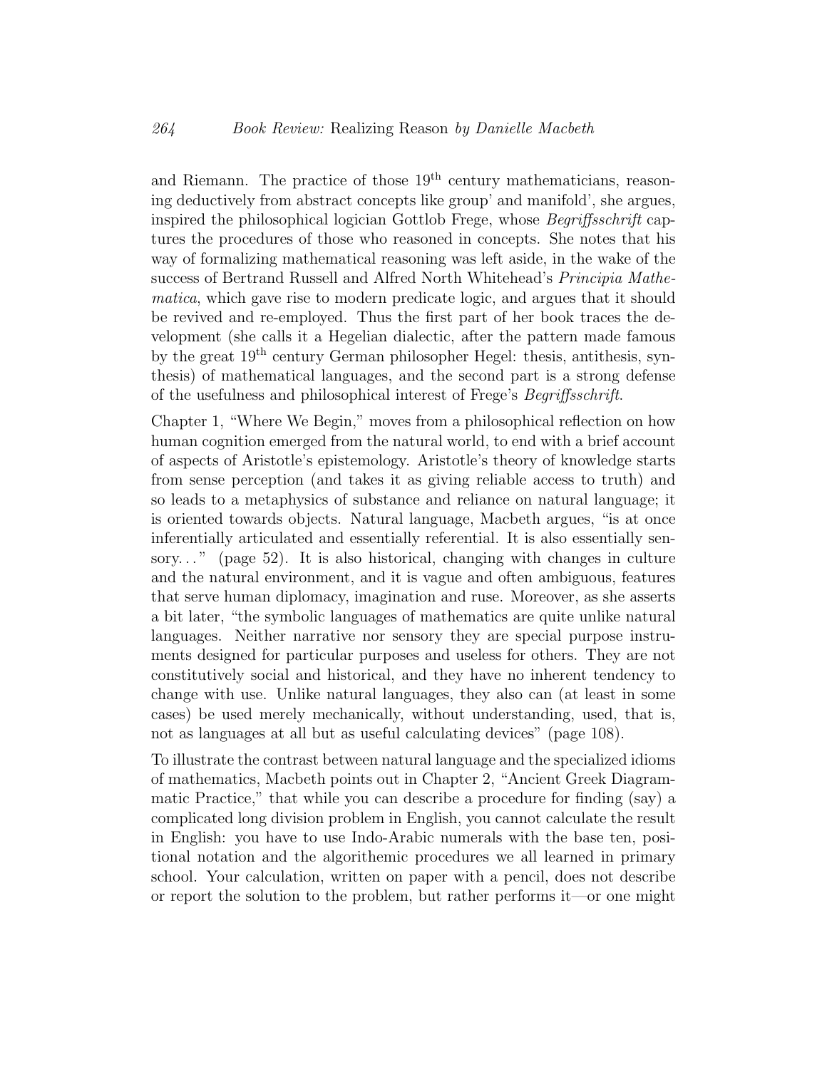and Riemann. The practice of those $19^{\text{th}}$ century mathematicians, reasoning deductively from abstract concepts like group' and manifold', she argues, inspired the philosophical logician Gottlob Frege, whose *Begriffsschrift* captures the procedures of those who reasoned in concepts. She notes that his way of formalizing mathematical reasoning was left aside, in the wake of the success of Bertrand Russell and Alfred North Whitehead's *Principia Mathematica*, which gave rise to modern predicate logic, and argues that it should be revived and re-employed. Thus the first part of her book traces the development (she calls it a Hegelian dialectic, after the pattern made famous by the great $19^{\text{th}}$ century German philosopher Hegel: thesis, antithesis, synthesis) of mathematical languages, and the second part is a strong defense of the usefulness and philosophical interest of Frege's *Begriffsschrift*.

Chapter 1, "Where We Begin," moves from a philosophical reflection on how human cognition emerged from the natural world, to end with a brief account of aspects of Aristotle's epistemology. Aristotle's theory of knowledge starts from sense perception (and takes it as giving reliable access to truth) and so leads to a metaphysics of substance and reliance on natural language; it is oriented towards objects. Natural language, Macbeth argues, "is at once inferentially articulated and essentially referential. It is also essentially sensory. . . " (page 52). It is also historical, changing with changes in culture and the natural environment, and it is vague and often ambiguous, features that serve human diplomacy, imagination and ruse. Moreover, as she asserts a bit later, "the symbolic languages of mathematics are quite unlike natural languages. Neither narrative nor sensory they are special purpose instruments designed for particular purposes and useless for others. They are not constitutively social and historical, and they have no inherent tendency to change with use. Unlike natural languages, they also can (at least in some cases) be used merely mechanically, without understanding, used, that is, not as languages at all but as useful calculating devices" (page 108).

To illustrate the contrast between natural language and the specialized idioms of mathematics, Macbeth points out in Chapter 2, "Ancient Greek Diagrammatic Practice," that while you can describe a procedure for finding (say) a complicated long division problem in English, you cannot calculate the result in English: you have to use Indo-Arabic numerals with the base ten, positional notation and the algorithemic procedures we all learned in primary school. Your calculation, written on paper with a pencil, does not describe or report the solution to the problem, but rather performs it—or one might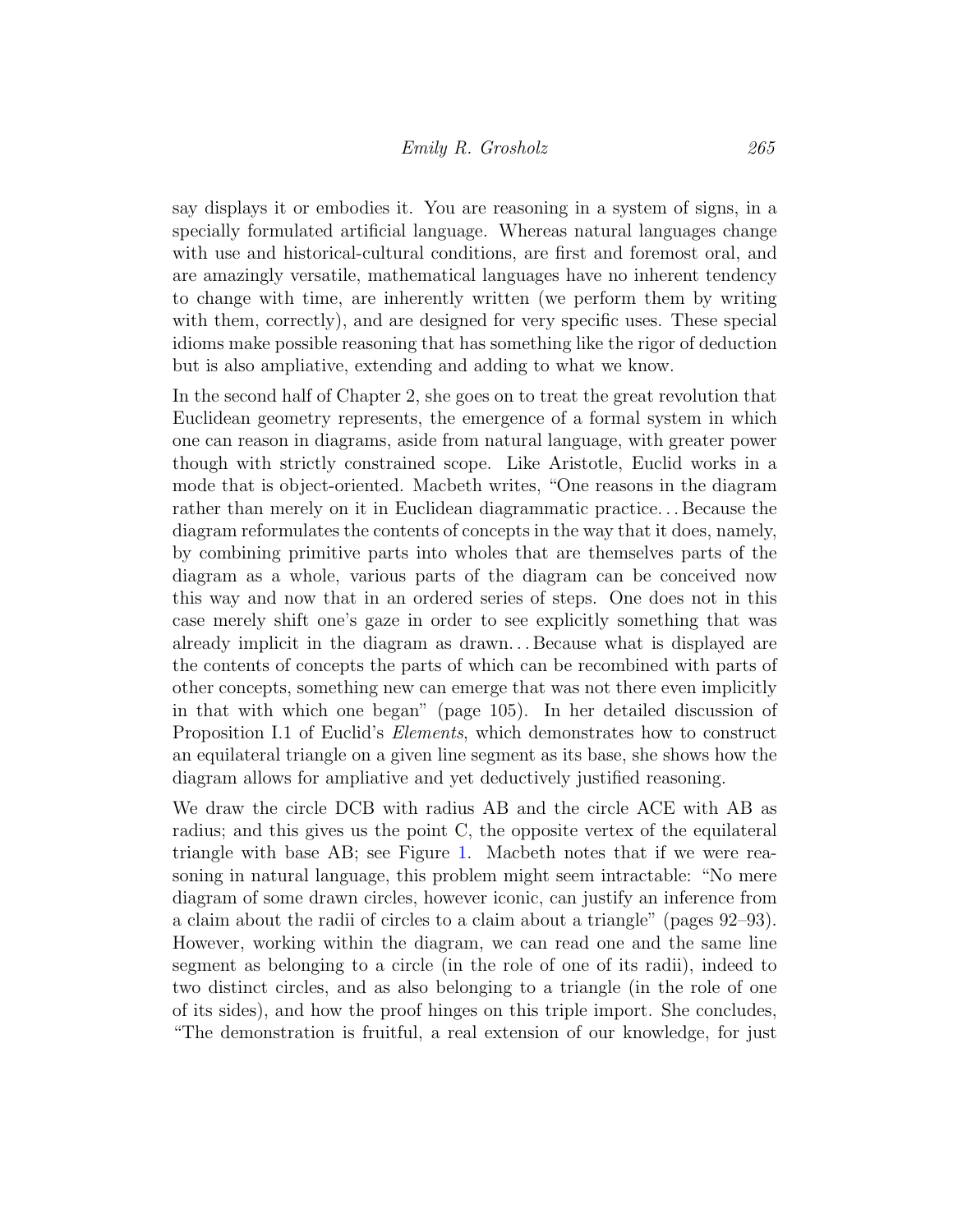say displays it or embodies it. You are reasoning in a system of signs, in a specially formulated artificial language. Whereas natural languages change with use and historical-cultural conditions, are first and foremost oral, and are amazingly versatile, mathematical languages have no inherent tendency to change with time, are inherently written (we perform them by writing with them, correctly), and are designed for very specific uses. These special idioms make possible reasoning that has something like the rigor of deduction but is also ampliative, extending and adding to what we know.

In the second half of Chapter 2, she goes on to treat the great revolution that Euclidean geometry represents, the emergence of a formal system in which one can reason in diagrams, aside from natural language, with greater power though with strictly constrained scope. Like Aristotle, Euclid works in a mode that is object-oriented. Macbeth writes, "One reasons in the diagram rather than merely on it in Euclidean diagrammatic practice. . . Because the diagram reformulates the contents of concepts in the way that it does, namely, by combining primitive parts into wholes that are themselves parts of the diagram as a whole, various parts of the diagram can be conceived now this way and now that in an ordered series of steps. One does not in this case merely shift one's gaze in order to see explicitly something that was already implicit in the diagram as drawn. . . Because what is displayed are the contents of concepts the parts of which can be recombined with parts of other concepts, something new can emerge that was not there even implicitly in that with which one began" (page 105). In her detailed discussion of Proposition I.1 of Euclid's *Elements*, which demonstrates how to construct an equilateral triangle on a given line segment as its base, she shows how the diagram allows for ampliative and yet deductively justified reasoning.

We draw the circle DCB with radius AB and the circle ACE with AB as radius; and this gives us the point C, the opposite vertex of the equilateral triangle with base AB; see Figure 1. Macbeth notes that if we were reasoning in natural language, this problem might seem intractable: "No mere diagram of some drawn circles, however iconic, can justify an inference from a claim about the radii of circles to a claim about a triangle" (pages 92–93). However, working within the diagram, we can read one and the same line segment as belonging to a circle (in the role of one of its radii), indeed to two distinct circles, and as also belonging to a triangle (in the role of one of its sides), and how the proof hinges on this triple import. She concludes, "The demonstration is fruitful, a real extension of our knowledge, for just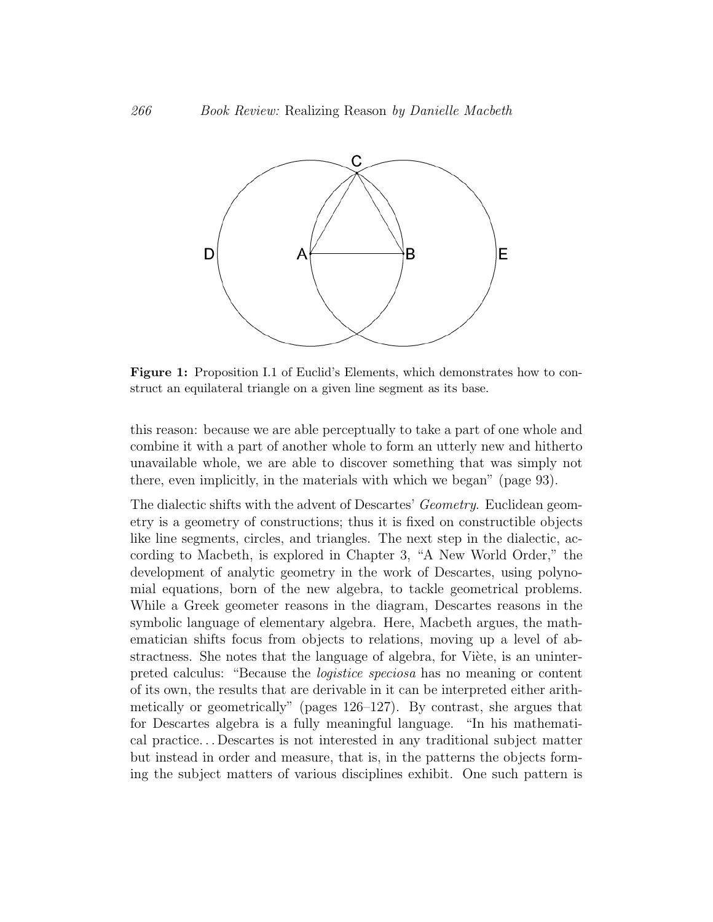**Figure 1:** Proposition I.1 of Euclid's Elements, which demonstrates how to construct an equilateral triangle on a given line segment as its base.

this reason: because we are able perceptually to take a part of one whole and combine it with a part of another whole to form an utterly new and hitherto unavailable whole, we are able to discover something that was simply not there, even implicitly, in the materials with which we began" (page 93).

The dialectic shifts with the advent of Descartes' *Geometry*. Euclidean geometry is a geometry of constructions; thus it is fixed on constructible objects like line segments, circles, and triangles. The next step in the dialectic, according to Macbeth, is explored in Chapter 3, "A New World Order," the development of analytic geometry in the work of Descartes, using polynomial equations, born of the new algebra, to tackle geometrical problems. While a Greek geometer reasons in the diagram, Descartes reasons in the symbolic language of elementary algebra. Here, Macbeth argues, the mathematician shifts focus from objects to relations, moving up a level of abstractness. She notes that the language of algebra, for Viète, is an uninterpreted calculus: "Because the *logistice speciosa* has no meaning or content of its own, the results that are derivable in it can be interpreted either arithmetically or geometrically" (pages 126–127). By contrast, she argues that for Descartes algebra is a fully meaningful language. "In his mathematical practice... Descartes is not interested in any traditional subject matter but instead in order and measure, that is, in the patterns the objects forming the subject matters of various disciplines exhibit. One such pattern is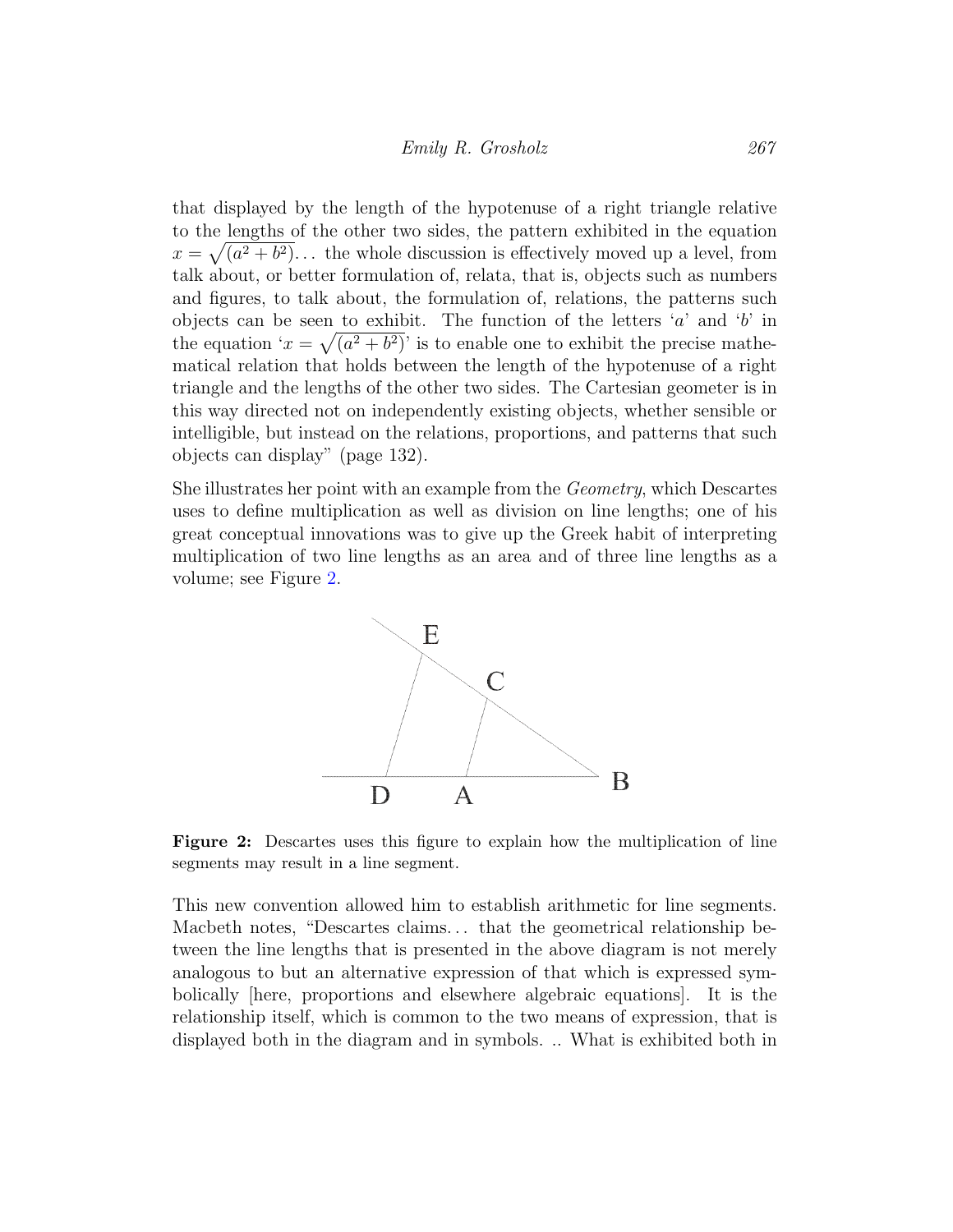that displayed by the length of the hypotenuse of a right triangle relative to the lengths of the other two sides, the pattern exhibited in the equation $x = \sqrt{(a^2 + b^2)}$... the whole discussion is effectively moved up a level, from talk about, or better formulation of, relata, that is, objects such as numbers and figures, to talk about, the formulation of, relations, the patterns such objects can be seen to exhibit. The function of the letters '$a$' and '$b$' in the equation '$x = \sqrt{(a^2 + b^2)}$' is to enable one to exhibit the precise mathematical relation that holds between the length of the hypotenuse of a right triangle and the lengths of the other two sides. The Cartesian geometer is in this way directed not on independently existing objects, whether sensible or intelligible, but instead on the relations, proportions, and patterns that such objects can display" (page 132).

She illustrates her point with an example from the *Geometry*, which Descartes uses to define multiplication as well as division on line lengths; one of his great conceptual innovations was to give up the Greek habit of interpreting multiplication of two line lengths as an area and of three line lengths as a volume; see Figure 2.

**Figure 2:** Descartes uses this figure to explain how the multiplication of line segments may result in a line segment.

This new convention allowed him to establish arithmetic for line segments. Macbeth notes, "Descartes claims... that the geometrical relationship between the line lengths that is presented in the above diagram is not merely analogous to but an alternative expression of that which is expressed symbolically [here, proportions and elsewhere algebraic equations]. It is the relationship itself, which is common to the two means of expression, that is displayed both in the diagram and in symbols. .. What is exhibited both in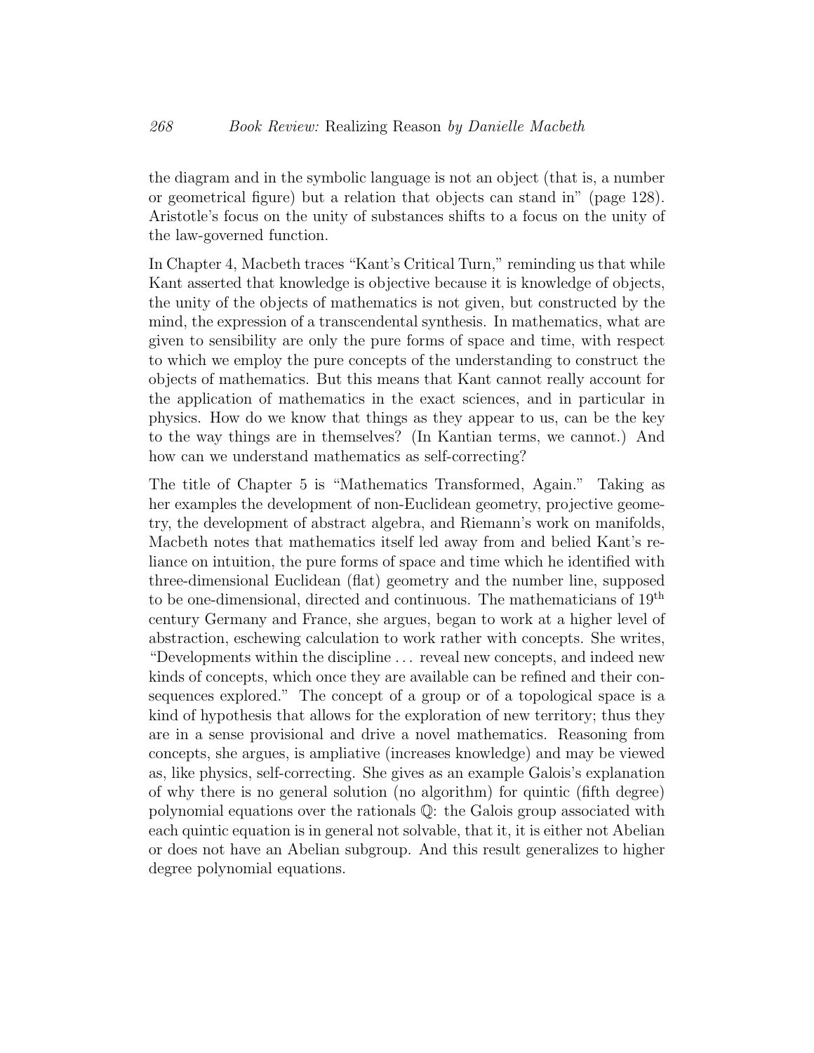the diagram and in the symbolic language is not an object (that is, a number or geometrical figure) but a relation that objects can stand in" (page 128). Aristotle's focus on the unity of substances shifts to a focus on the unity of the law-governed function.

In Chapter 4, Macbeth traces "Kant's Critical Turn," reminding us that while Kant asserted that knowledge is objective because it is knowledge of objects, the unity of the objects of mathematics is not given, but constructed by the mind, the expression of a transcendental synthesis. In mathematics, what are given to sensibility are only the pure forms of space and time, with respect to which we employ the pure concepts of the understanding to construct the objects of mathematics. But this means that Kant cannot really account for the application of mathematics in the exact sciences, and in particular in physics. How do we know that things as they appear to us, can be the key to the way things are in themselves? (In Kantian terms, we cannot.) And how can we understand mathematics as self-correcting?

The title of Chapter 5 is "Mathematics Transformed, Again." Taking as her examples the development of non-Euclidean geometry, projective geometry, the development of abstract algebra, and Riemann's work on manifolds, Macbeth notes that mathematics itself led away from and belied Kant's reliance on intuition, the pure forms of space and time which he identified with three-dimensional Euclidean (flat) geometry and the number line, supposed to be one-dimensional, directed and continuous. The mathematicians of 19th century Germany and France, she argues, began to work at a higher level of abstraction, eschewing calculation to work rather with concepts. She writes, "Developments within the discipline . . . reveal new concepts, and indeed new kinds of concepts, which once they are available can be refined and their consequences explored." The concept of a group or of a topological space is a kind of hypothesis that allows for the exploration of new territory; thus they are in a sense provisional and drive a novel mathematics. Reasoning from concepts, she argues, is ampliative (increases knowledge) and may be viewed as, like physics, self-correcting. She gives as an example Galois's explanation of why there is no general solution (no algorithm) for quintic (fifth degree) polynomial equations over the rationals $\mathbb{Q}$: the Galois group associated with each quintic equation is in general not solvable, that it, it is either not Abelian or does not have an Abelian subgroup. And this result generalizes to higher degree polynomial equations.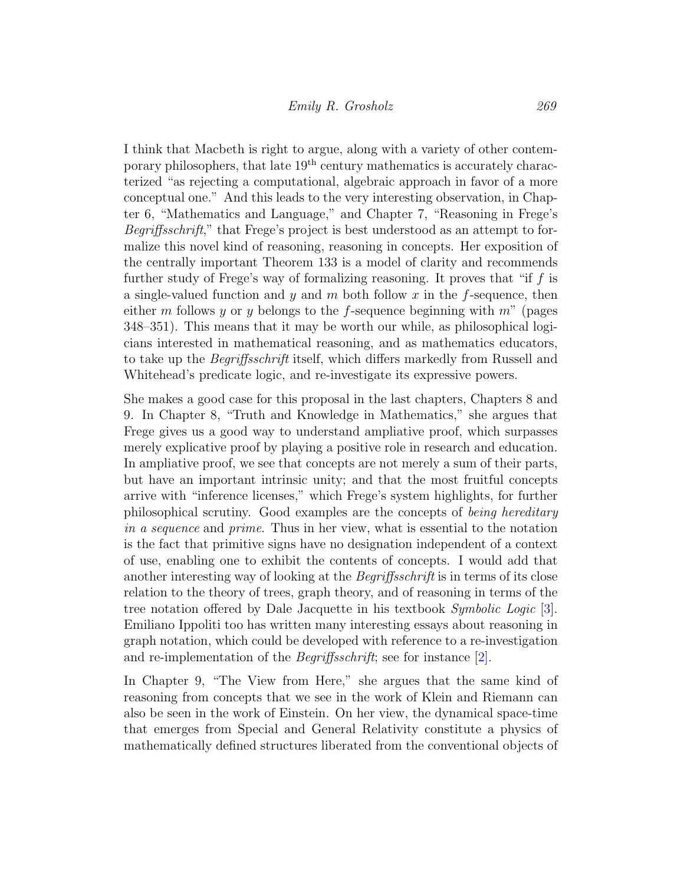I think that Macbeth is right to argue, along with a variety of other contemporary philosophers, that late 19th century mathematics is accurately characterized "as rejecting a computational, algebraic approach in favor of a more conceptual one." And this leads to the very interesting observation, in Chapter 6, "Mathematics and Language," and Chapter 7, "Reasoning in Frege's *Begriffsschrift*," that Frege's project is best understood as an attempt to formalize this novel kind of reasoning, reasoning in concepts. Her exposition of the centrally important Theorem 133 is a model of clarity and recommends further study of Frege's way of formalizing reasoning. It proves that "if $f$ is a single-valued function and $y$ and $m$ both follow $x$ in the $f$-sequence, then either $m$ follows $y$ or $y$ belongs to the $f$-sequence beginning with $m$" (pages 348–351). This means that it may be worth our while, as philosophical logicians interested in mathematical reasoning, and as mathematics educators, to take up the *Begriffsschrift* itself, which differs markedly from Russell and Whitehead's predicate logic, and re-investigate its expressive powers.

She makes a good case for this proposal in the last chapters, Chapters 8 and 9. In Chapter 8, "Truth and Knowledge in Mathematics," she argues that Frege gives us a good way to understand ampliative proof, which surpasses merely explicative proof by playing a positive role in research and education. In ampliative proof, we see that concepts are not merely a sum of their parts, but have an important intrinsic unity; and that the most fruitful concepts arrive with "inference licenses," which Frege's system highlights, for further philosophical scrutiny. Good examples are the concepts of *being hereditary in a sequence* and *prime*. Thus in her view, what is essential to the notation is the fact that primitive signs have no designation independent of a context of use, enabling one to exhibit the contents of concepts. I would add that another interesting way of looking at the *Begriffsschrift* is in terms of its close relation to the theory of trees, graph theory, and of reasoning in terms of the tree notation offered by Dale Jacquette in his textbook *Symbolic Logic* [3]. Emiliano Ippoliti too has written many interesting essays about reasoning in graph notation, which could be developed with reference to a re-investigation and re-implementation of the *Begriffsschrift*; see for instance [2].

In Chapter 9, "The View from Here," she argues that the same kind of reasoning from concepts that we see in the work of Klein and Riemann can also be seen in the work of Einstein. On her view, the dynamical space-time that emerges from Special and General Relativity constitute a physics of mathematically defined structures liberated from the conventional objects of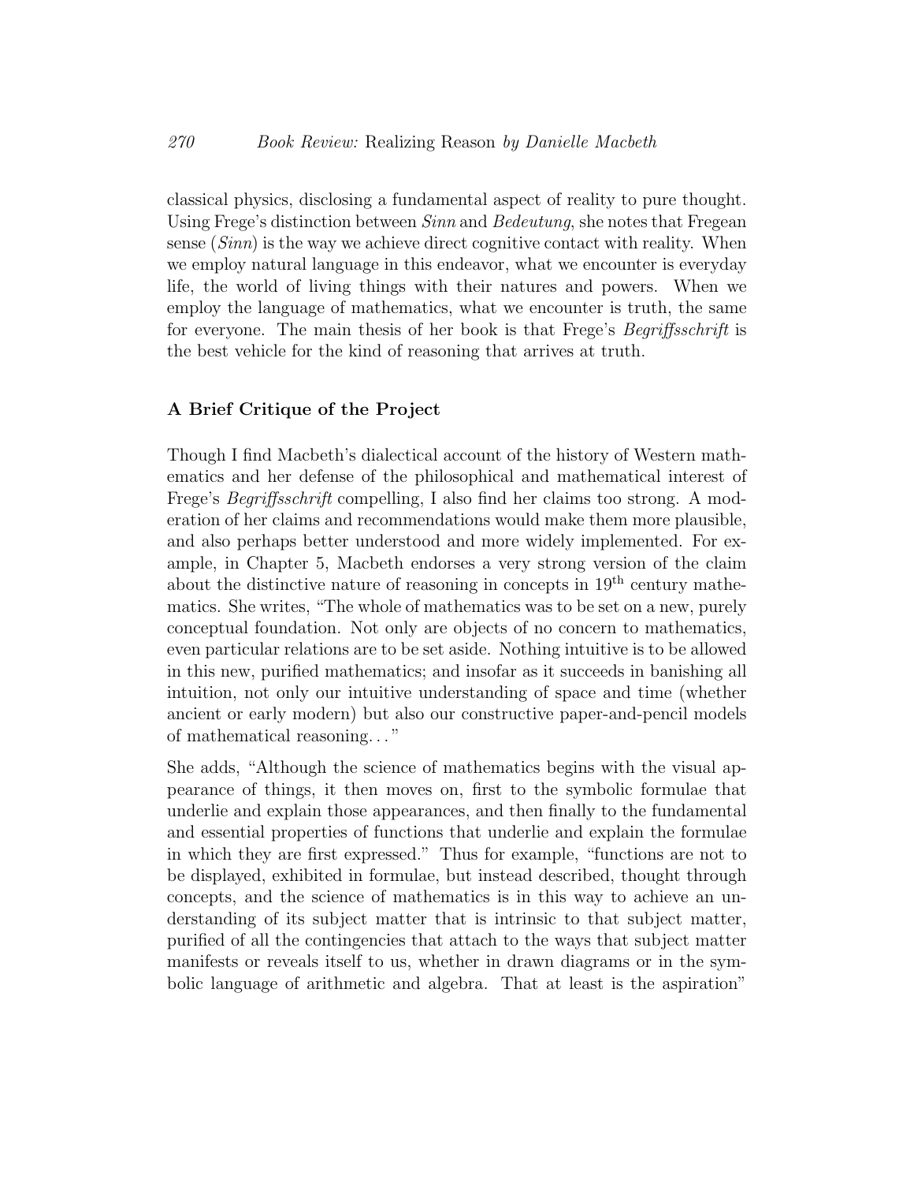classical physics, disclosing a fundamental aspect of reality to pure thought. Using Frege's distinction between *Sinn* and *Bedeutung*, she notes that Fregean sense (*Sinn*) is the way we achieve direct cognitive contact with reality. When we employ natural language in this endeavor, what we encounter is everyday life, the world of living things with their natures and powers. When we employ the language of mathematics, what we encounter is truth, the same for everyone. The main thesis of her book is that Frege's *Begriffsschrift* is the best vehicle for the kind of reasoning that arrives at truth.

### A Brief Critique of the Project

Though I find Macbeth's dialectical account of the history of Western mathematics and her defense of the philosophical and mathematical interest of Frege's *Begriffsschrift* compelling, I also find her claims too strong. A moderation of her claims and recommendations would make them more plausible, and also perhaps better understood and more widely implemented. For example, in Chapter 5, Macbeth endorses a very strong version of the claim about the distinctive nature of reasoning in concepts in 19th century mathematics. She writes, "The whole of mathematics was to be set on a new, purely conceptual foundation. Not only are objects of no concern to mathematics, even particular relations are to be set aside. Nothing intuitive is to be allowed in this new, purified mathematics; and insofar as it succeeds in banishing all intuition, not only our intuitive understanding of space and time (whether ancient or early modern) but also our constructive paper-and-pencil models of mathematical reasoning..."

She adds, "Although the science of mathematics begins with the visual appearance of things, it then moves on, first to the symbolic formulae that underlie and explain those appearances, and then finally to the fundamental and essential properties of functions that underlie and explain the formulae in which they are first expressed." Thus for example, "functions are not to be displayed, exhibited in formulae, but instead described, thought through concepts, and the science of mathematics is in this way to achieve an understanding of its subject matter that is intrinsic to that subject matter, purified of all the contingencies that attach to the ways that subject matter manifests or reveals itself to us, whether in drawn diagrams or in the symbolic language of arithmetic and algebra. That at least is the aspiration"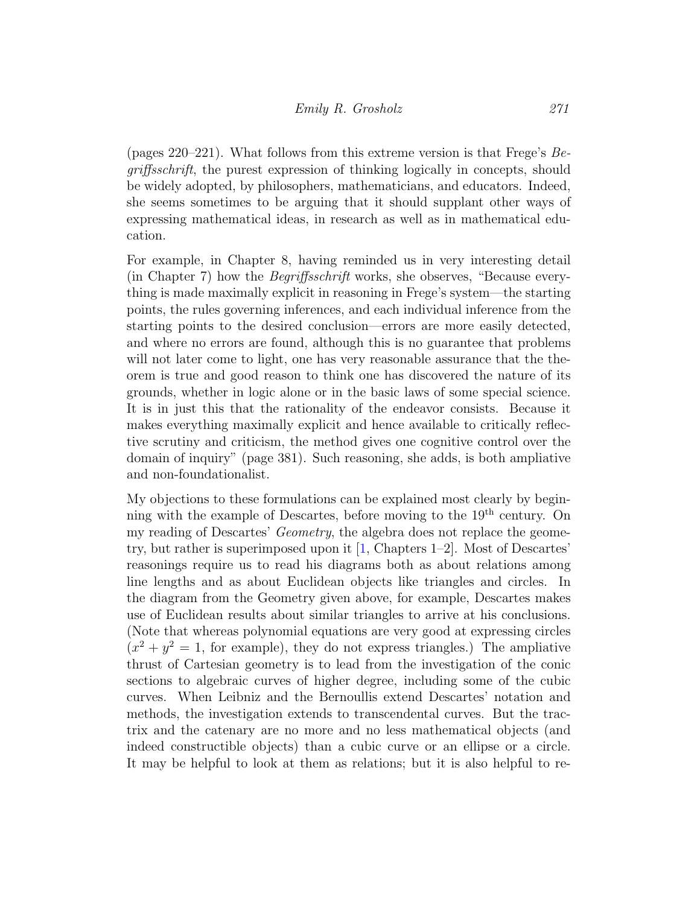(pages 220–221). What follows from this extreme version is that Frege's *Begriffsschrift*, the purest expression of thinking logically in concepts, should be widely adopted, by philosophers, mathematicians, and educators. Indeed, she seems sometimes to be arguing that it should supplant other ways of expressing mathematical ideas, in research as well as in mathematical education.

For example, in Chapter 8, having reminded us in very interesting detail (in Chapter 7) how the *Begriffsschrift* works, she observes, "Because everything is made maximally explicit in reasoning in Frege's system—the starting points, the rules governing inferences, and each individual inference from the starting points to the desired conclusion—errors are more easily detected, and where no errors are found, although this is no guarantee that problems will not later come to light, one has very reasonable assurance that the theorem is true and good reason to think one has discovered the nature of its grounds, whether in logic alone or in the basic laws of some special science. It is in just this that the rationality of the endeavor consists. Because it makes everything maximally explicit and hence available to critically reflective scrutiny and criticism, the method gives one cognitive control over the domain of inquiry" (page 381). Such reasoning, she adds, is both ampliative and non-foundationalist.

My objections to these formulations can be explained most clearly by beginning with the example of Descartes, before moving to the 19th century. On my reading of Descartes' *Geometry*, the algebra does not replace the geometry, but rather is superimposed upon it [1, Chapters 1–2]. Most of Descartes' reasonings require us to read his diagrams both as about relations among line lengths and as about Euclidean objects like triangles and circles. In the diagram from the Geometry given above, for example, Descartes makes use of Euclidean results about similar triangles to arrive at his conclusions. (Note that whereas polynomial equations are very good at expressing circles ($x^2 + y^2 = 1$, for example), they do not express triangles.) The ampliative thrust of Cartesian geometry is to lead from the investigation of the conic sections to algebraic curves of higher degree, including some of the cubic curves. When Leibniz and the Bernoullis extend Descartes' notation and methods, the investigation extends to transcendental curves. But the tractrix and the catenary are no more and no less mathematical objects (and indeed constructible objects) than a cubic curve or an ellipse or a circle. It may be helpful to look at them as relations; but it is also helpful to re-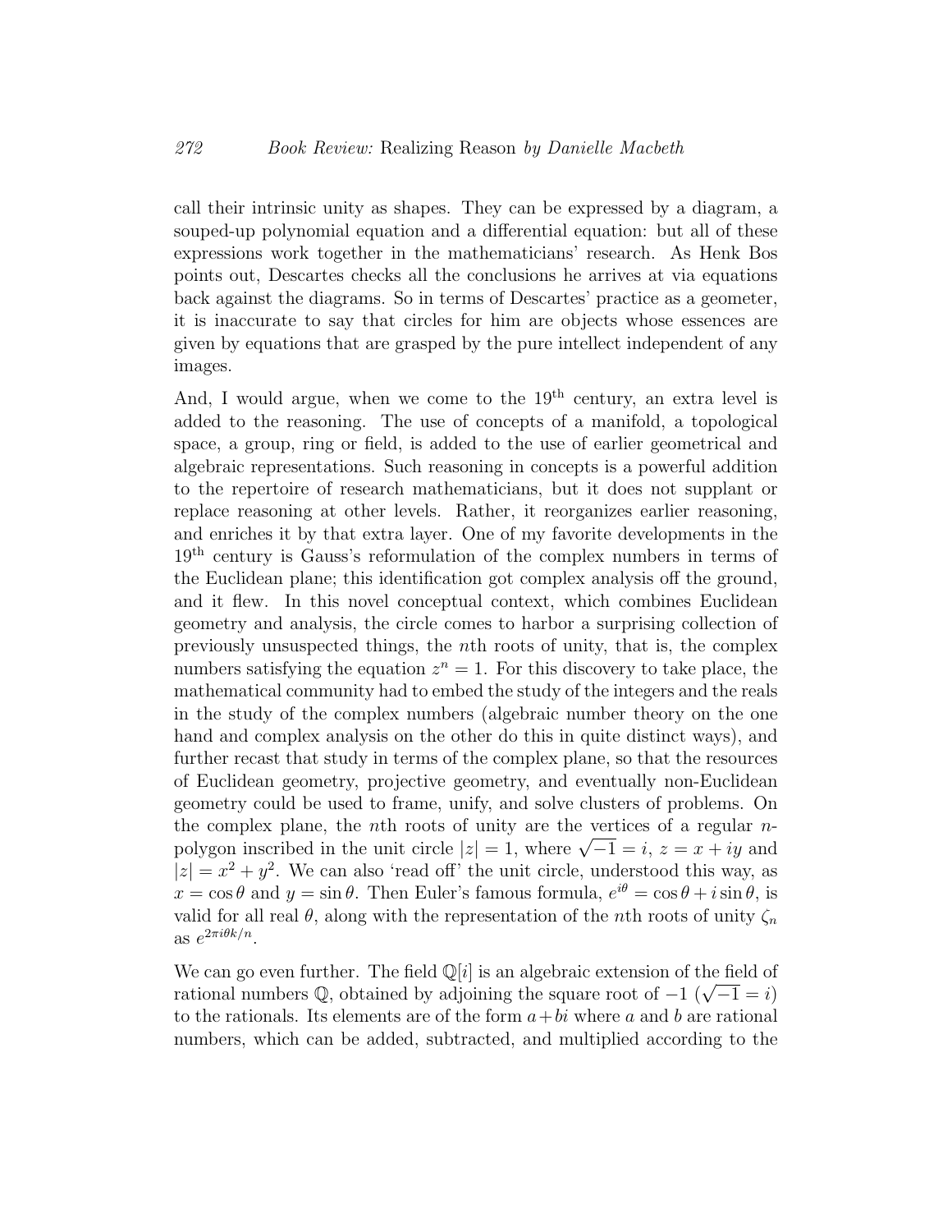call their intrinsic unity as shapes. They can be expressed by a diagram, a souped-up polynomial equation and a differential equation: but all of these expressions work together in the mathematicians' research. As Henk Bos points out, Descartes checks all the conclusions he arrives at via equations back against the diagrams. So in terms of Descartes' practice as a geometer, it is inaccurate to say that circles for him are objects whose essences are given by equations that are grasped by the pure intellect independent of any images.

And, I would argue, when we come to the 19th century, an extra level is added to the reasoning. The use of concepts of a manifold, a topological space, a group, ring or field, is added to the use of earlier geometrical and algebraic representations. Such reasoning in concepts is a powerful addition to the repertoire of research mathematicians, but it does not supplant or replace reasoning at other levels. Rather, it reorganizes earlier reasoning, and enriches it by that extra layer. One of my favorite developments in the 19th century is Gauss's reformulation of the complex numbers in terms of the Euclidean plane; this identification got complex analysis off the ground, and it flew. In this novel conceptual context, which combines Euclidean geometry and analysis, the circle comes to harbor a surprising collection of previously unsuspected things, the $n$th roots of unity, that is, the complex numbers satisfying the equation $z^n = 1$. For this discovery to take place, the mathematical community had to embed the study of the integers and the reals in the study of the complex numbers (algebraic number theory on the one hand and complex analysis on the other do this in quite distinct ways), and further recast that study in terms of the complex plane, so that the resources of Euclidean geometry, projective geometry, and eventually non-Euclidean geometry could be used to frame, unify, and solve clusters of problems. On the complex plane, the $n$th roots of unity are the vertices of a regular $n$-polygon inscribed in the unit circle $|z| = 1$, where $\sqrt{-1} = i$, $z = x + iy$ and $|z| = x^2 + y^2$. We can also 'read off' the unit circle, understood this way, as $x = \cos\theta$ and $y = \sin\theta$. Then Euler's famous formula, $e^{i\theta} = \cos\theta + i\sin\theta$, is valid for all real $\theta$, along with the representation of the $n$th roots of unity $\zeta_n$ as $e^{2\pi i\theta k/n}$.

We can go even further. The field $\mathbb{Q}[i]$ is an algebraic extension of the field of rational numbers $\mathbb{Q}$, obtained by adjoining the square root of $-1$ ($\sqrt{-1} = i$) to the rationals. Its elements are of the form $a + bi$ where $a$ and $b$ are rational numbers, which can be added, subtracted, and multiplied according to the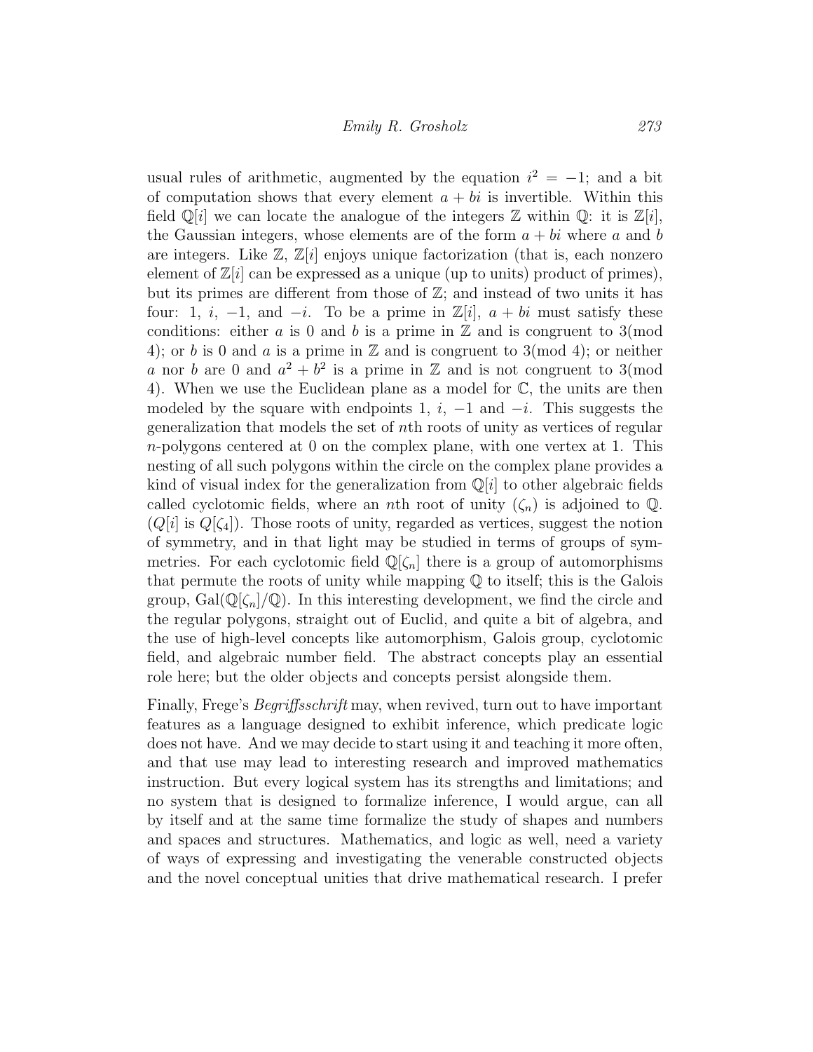usual rules of arithmetic, augmented by the equation $i^2 = -1$; and a bit of computation shows that every element $a + bi$ is invertible. Within this field $\mathbb{Q}[i]$ we can locate the analogue of the integers $\mathbb{Z}$ within $\mathbb{Q}$: it is $\mathbb{Z}[i]$, the Gaussian integers, whose elements are of the form $a + bi$ where $a$ and $b$ are integers. Like $\mathbb{Z}$, $\mathbb{Z}[i]$ enjoys unique factorization (that is, each nonzero element of $\mathbb{Z}[i]$ can be expressed as a unique (up to units) product of primes), but its primes are different from those of $\mathbb{Z}$; and instead of two units it has four: 1, $i$, $-1$, and $-i$. To be a prime in $\mathbb{Z}[i]$, $a + bi$ must satisfy these conditions: either $a$ is 0 and $b$ is a prime in $\mathbb{Z}$ and is congruent to 3(mod 4); or $b$ is 0 and $a$ is a prime in $\mathbb{Z}$ and is congruent to 3(mod 4); or neither $a$ nor $b$ are 0 and $a^2 + b^2$ is a prime in $\mathbb{Z}$ and is not congruent to 3(mod 4). When we use the Euclidean plane as a model for $\mathbb{C}$, the units are then modeled by the square with endpoints 1, $i$, $-1$ and $-i$. This suggests the generalization that models the set of $n$th roots of unity as vertices of regular $n$-polygons centered at 0 on the complex plane, with one vertex at 1. This nesting of all such polygons within the circle on the complex plane provides a kind of visual index for the generalization from $\mathbb{Q}[i]$ to other algebraic fields called cyclotomic fields, where an $n$th root of unity ($\zeta_n$) is adjoined to $\mathbb{Q}$. ($Q[i]$ is $Q[\zeta_4]$). Those roots of unity, regarded as vertices, suggest the notion of symmetry, and in that light may be studied in terms of groups of symmetries. For each cyclotomic field $\mathbb{Q}[\zeta_n]$ there is a group of automorphisms that permute the roots of unity while mapping $\mathbb{Q}$ to itself; this is the Galois group, $\mathrm{Gal}(\mathbb{Q}[\zeta_n]/\mathbb{Q})$. In this interesting development, we find the circle and the regular polygons, straight out of Euclid, and quite a bit of algebra, and the use of high-level concepts like automorphism, Galois group, cyclotomic field, and algebraic number field. The abstract concepts play an essential role here; but the older objects and concepts persist alongside them.

Finally, Frege's *Begriffsschrift* may, when revived, turn out to have important features as a language designed to exhibit inference, which predicate logic does not have. And we may decide to start using it and teaching it more often, and that use may lead to interesting research and improved mathematics instruction. But every logical system has its strengths and limitations; and no system that is designed to formalize inference, I would argue, can all by itself and at the same time formalize the study of shapes and numbers and spaces and structures. Mathematics, and logic as well, need a variety of ways of expressing and investigating the venerable constructed objects and the novel conceptual unities that drive mathematical research. I prefer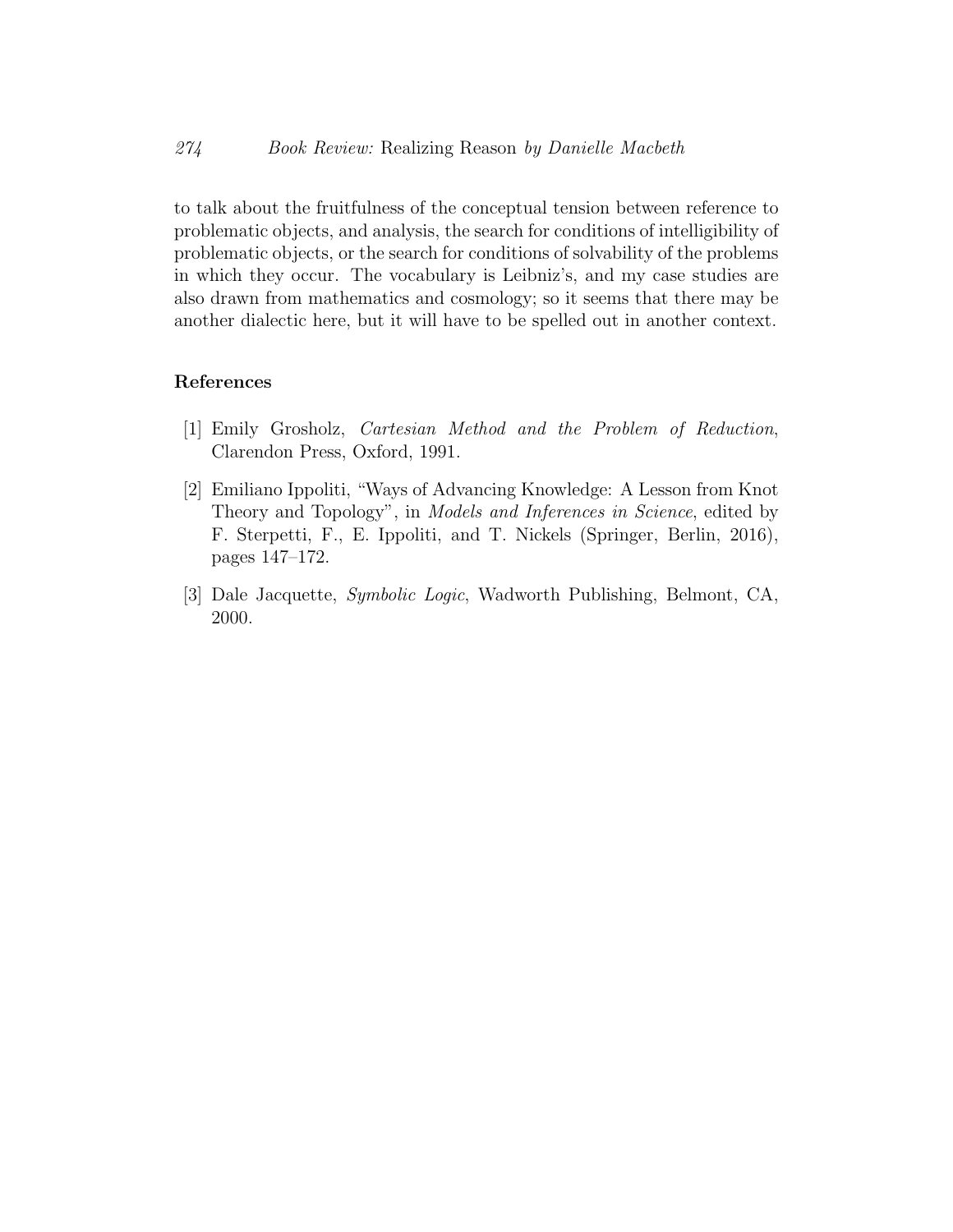to talk about the fruitfulness of the conceptual tension between reference to problematic objects, and analysis, the search for conditions of intelligibility of problematic objects, or the search for conditions of solvability of the problems in which they occur. The vocabulary is Leibniz's, and my case studies are also drawn from mathematics and cosmology; so it seems that there may be another dialectic here, but it will have to be spelled out in another context.

## References

[1] Emily Grosholz, *Cartesian Method and the Problem of Reduction*, Clarendon Press, Oxford, 1991.

[2] Emiliano Ippoliti, "Ways of Advancing Knowledge: A Lesson from Knot Theory and Topology", in *Models and Inferences in Science*, edited by F. Sterpetti, F., E. Ippoliti, and T. Nickels (Springer, Berlin, 2016), pages 147–172.

[3] Dale Jacquette, *Symbolic Logic*, Wadworth Publishing, Belmont, CA, 2000.